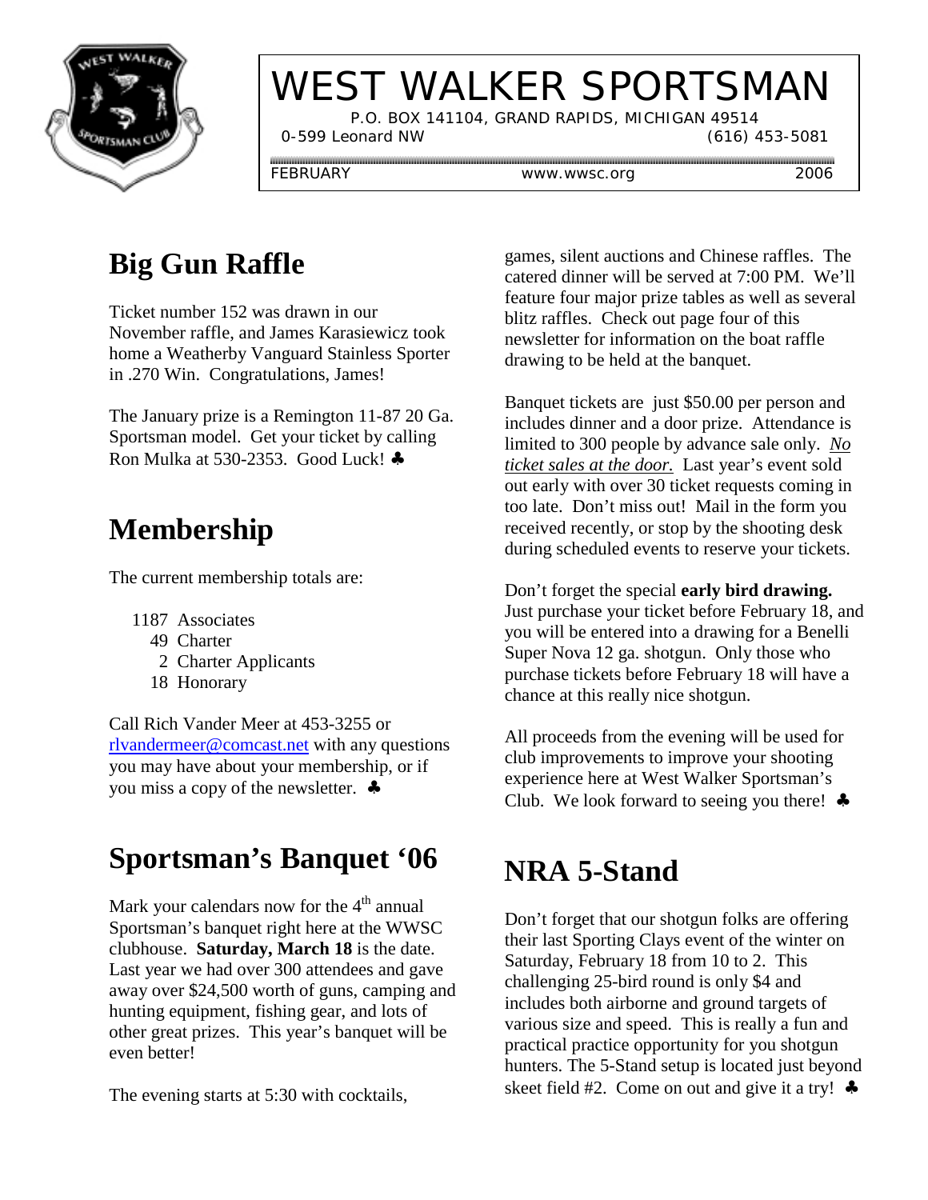# WEST WALKER SPORTSMAN

P.O. BOX 141104, GRAND RAPIDS, MICHIGAN 49514
0-599 Leonard NW (616) 453-5081

FEBRUARY www.wwsc.org 2006

## Big Gun Raffle

Ticket number 152 was drawn in our November raffle, and James Karasiewicz took home a Weatherby Vanguard Stainless Sporter in .270 Win. Congratulations, James!

The January prize is a Remington 11-87 20 Ga. Sportsman model. Get your ticket by calling Ron Mulka at 530-2353. Good Luck! ♣

## Membership

The current membership totals are:

- 1187 Associates
- 49 Charter
- 2 Charter Applicants
- 18 Honorary

Call Rich Vander Meer at 453-3255 or rlvandermeer@comcast.net with any questions you may have about your membership, or if you miss a copy of the newsletter. ♣

## Sportsman's Banquet '06

Mark your calendars now for the 4th annual Sportsman's banquet right here at the WWSC clubhouse. **Saturday, March 18** is the date. Last year we had over 300 attendees and gave away over $24,500 worth of guns, camping and hunting equipment, fishing gear, and lots of other great prizes. This year's banquet will be even better!

The evening starts at 5:30 with cocktails, games, silent auctions and Chinese raffles. The catered dinner will be served at 7:00 PM. We'll feature four major prize tables as well as several blitz raffles. Check out page four of this newsletter for information on the boat raffle drawing to be held at the banquet.

Banquet tickets are just $50.00 per person and includes dinner and a door prize. Attendance is limited to 300 people by advance sale only. *No ticket sales at the door.* Last year's event sold out early with over 30 ticket requests coming in too late. Don't miss out! Mail in the form you received recently, or stop by the shooting desk during scheduled events to reserve your tickets.

Don't forget the special **early bird drawing.** Just purchase your ticket before February 18, and you will be entered into a drawing for a Benelli Super Nova 12 ga. shotgun. Only those who purchase tickets before February 18 will have a chance at this really nice shotgun.

All proceeds from the evening will be used for club improvements to improve your shooting experience here at West Walker Sportsman's Club. We look forward to seeing you there! ♣

## NRA 5-Stand

Don't forget that our shotgun folks are offering their last Sporting Clays event of the winter on Saturday, February 18 from 10 to 2. This challenging 25-bird round is only $4 and includes both airborne and ground targets of various size and speed. This is really a fun and practical practice opportunity for you shotgun hunters. The 5-Stand setup is located just beyond skeet field #2. Come on out and give it a try! ♣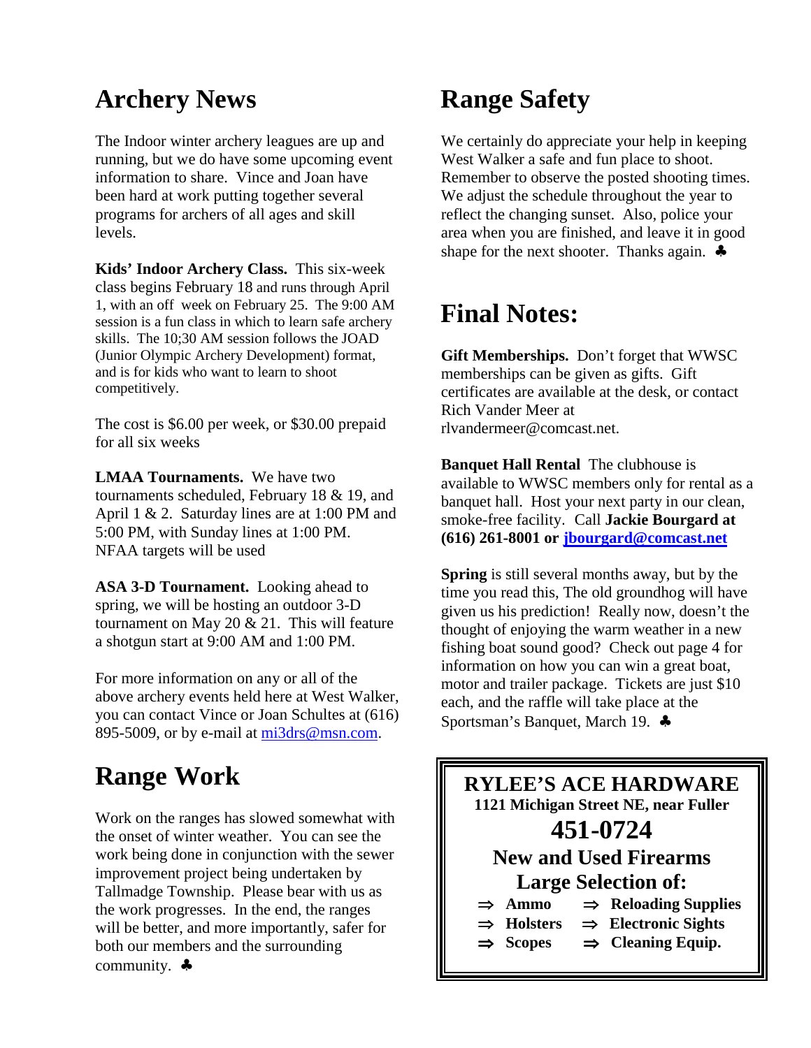## Archery News

The Indoor winter archery leagues are up and running, but we do have some upcoming event information to share. Vince and Joan have been hard at work putting together several programs for archers of all ages and skill levels.

**Kids' Indoor Archery Class.** This six-week class begins February 18 and runs through April 1, with an off week on February 25. The 9:00 AM session is a fun class in which to learn safe archery skills. The 10;30 AM session follows the JOAD (Junior Olympic Archery Development) format, and is for kids who want to learn to shoot competitively.

The cost is $6.00 per week, or $30.00 prepaid for all six weeks

**LMAA Tournaments.** We have two tournaments scheduled, February 18 & 19, and April 1 & 2. Saturday lines are at 1:00 PM and 5:00 PM, with Sunday lines at 1:00 PM. NFAA targets will be used

**ASA 3-D Tournament.** Looking ahead to spring, we will be hosting an outdoor 3-D tournament on May 20 & 21. This will feature a shotgun start at 9:00 AM and 1:00 PM.

For more information on any or all of the above archery events held here at West Walker, you can contact Vince or Joan Schultes at (616) 895-5009, or by e-mail at mi3drs@msn.com.

## Range Work

Work on the ranges has slowed somewhat with the onset of winter weather. You can see the work being done in conjunction with the sewer improvement project being undertaken by Tallmadge Township. Please bear with us as the work progresses. In the end, the ranges will be better, and more importantly, safer for both our members and the surrounding community. ♣

## Range Safety

We certainly do appreciate your help in keeping West Walker a safe and fun place to shoot. Remember to observe the posted shooting times. We adjust the schedule throughout the year to reflect the changing sunset. Also, police your area when you are finished, and leave it in good shape for the next shooter. Thanks again. ♣

## Final Notes:

**Gift Memberships.** Don't forget that WWSC memberships can be given as gifts. Gift certificates are available at the desk, or contact Rich Vander Meer at rlvandermeer@comcast.net.

**Banquet Hall Rental** The clubhouse is available to WWSC members only for rental as a banquet hall. Host your next party in our clean, smoke-free facility. Call **Jackie Bourgard at (616) 261-8001 or jbourgard@comcast.net**

**Spring** is still several months away, but by the time you read this, The old groundhog will have given us his prediction! Really now, doesn't the thought of enjoying the warm weather in a new fishing boat sound good? Check out page 4 for information on how you can win a great boat, motor and trailer package. Tickets are just $10 each, and the raffle will take place at the Sportsman's Banquet, March 19. ♣

**RYLEE'S ACE HARDWARE**
**1121 Michigan Street NE, near Fuller**
**451-0724**
**New and Used Firearms**
**Large Selection of:**

- **Ammo**
- **Reloading Supplies**
- **Holsters**
- **Electronic Sights**
- **Scopes**
- **Cleaning Equip.**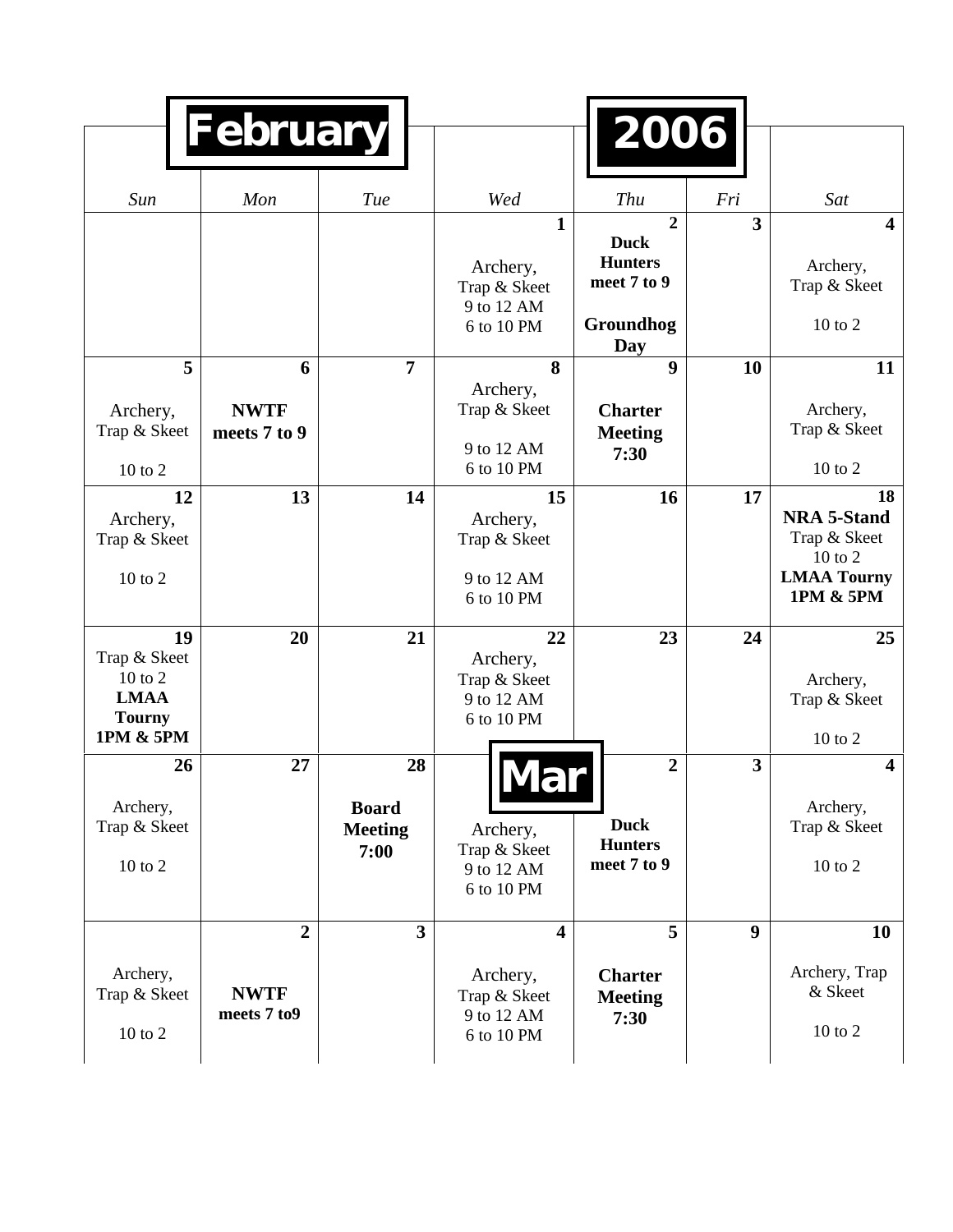# February 2006

| Sun | Mon | Tue | Wed | Thu | Fri | Sat |
|---|---|---|---|---|---|---|
| | | | **1** Archery, Trap & Skeet 9 to 12 AM 6 to 10 PM | **2** **Duck Hunters meet 7 to 9** **Groundhog Day** | **3** | **4** Archery, Trap & Skeet 10 to 2 |
| **5** Archery, Trap & Skeet 10 to 2 | **6** **NWTF meets 7 to 9** | **7** | **8** Archery, Trap & Skeet 9 to 12 AM 6 to 10 PM | **9** **Charter Meeting 7:30** | **10** | **11** Archery, Trap & Skeet 10 to 2 |
| **12** Archery, Trap & Skeet 10 to 2 | **13** | **14** | **15** Archery, Trap & Skeet 9 to 12 AM 6 to 10 PM | **16** | **17** | **18** **NRA 5-Stand** Trap & Skeet 10 to 2 **LMAA Tourny 1PM & 5PM** |
| **19** Trap & Skeet 10 to 2 **LMAA Tourny 1PM & 5PM** | **20** | **21** | **22** Archery, Trap & Skeet 9 to 12 AM 6 to 10 PM | **23** | **24** | **25** Archery, Trap & Skeet 10 to 2 |
| **26** Archery, Trap & Skeet 10 to 2 | **27** | **28** **Board Meeting 7:00** | **Mar** Archery, Trap & Skeet 9 to 12 AM 6 to 10 PM | **2** **Duck Hunters meet 7 to 9** | **3** | **4** Archery, Trap & Skeet 10 to 2 |
| Archery, Trap & Skeet 10 to 2 | **2** **NWTF meets 7 to9** | **3** | **4** Archery, Trap & Skeet 9 to 12 AM 6 to 10 PM | **5** **Charter Meeting 7:30** | **9** | **10** Archery, Trap & Skeet 10 to 2 |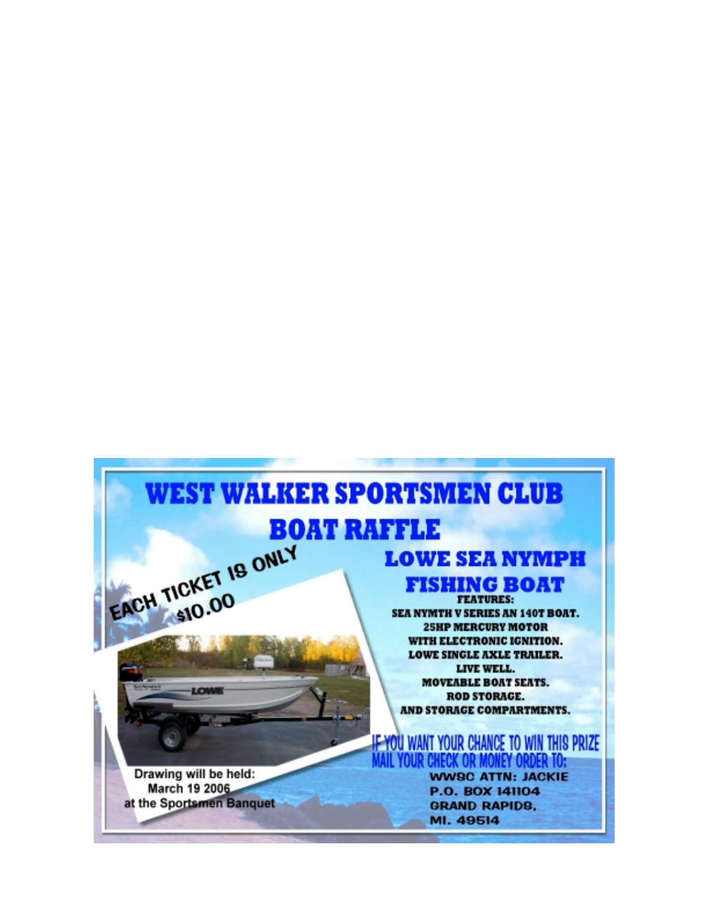# WEST WALKER SPORTSMEN CLUB BOAT RAFFLE

EACH TICKET IS ONLY $10.00

## LOWE SEA NYMPH FISHING BOAT

**FEATURES:**

SEA NYMTH V SERIES AN 140T BOAT.
25HP MERCURY MOTOR
WITH ELECTRONIC IGNITION.
LOWE SINGLE AXLE TRAILER.
LIVE WELL.
MOVEABLE BOAT SEATS.
ROD STORAGE.
AND STORAGE COMPARTMENTS.

Drawing will be held:
March 19 2006
at the Sportsmen Banquet

IF YOU WANT YOUR CHANCE TO WIN THIS PRIZE MAIL YOUR CHECK OR MONEY ORDER TO:

WWSC ATTN: JACKIE
P.O. BOX 141104
GRAND RAPIDS,
MI. 49514